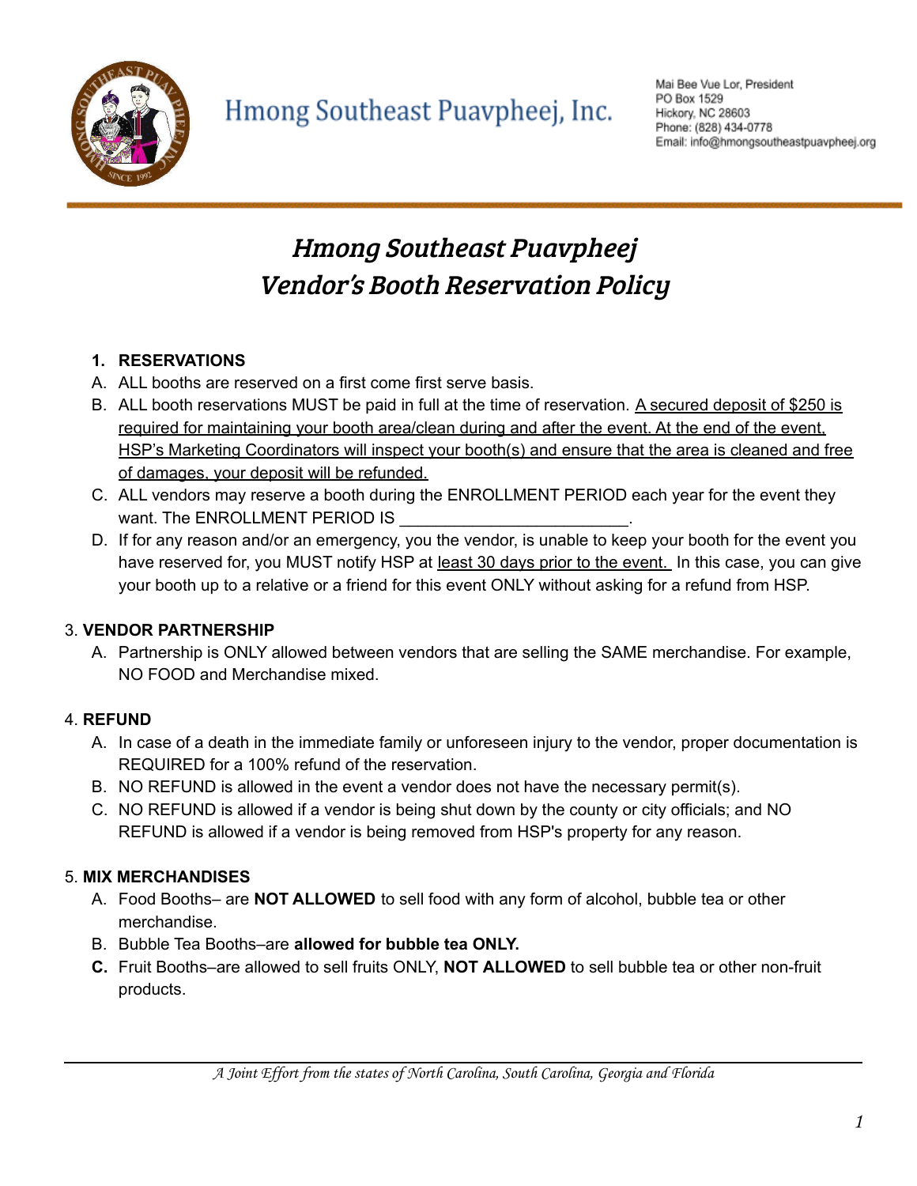Hmong Southeast Puavpheej, Inc.

Mai Bee Vue Lor, President
PO Box 1529
Hickory, NC 28603
Phone: (828) 434-0778
Email: info@hmongsoutheastpuavpheej.org

# *Hmong Southeast Puavpheej*
# *Vendor's Booth Reservation Policy*

**1. RESERVATIONS**

A. ALL booths are reserved on a first come first serve basis.

B. ALL booth reservations MUST be paid in full at the time of reservation. <u>A secured deposit of $250 is required for maintaining your booth area/clean during and after the event. At the end of the event, HSP's Marketing Coordinators will inspect your booth(s) and ensure that the area is cleaned and free of damages, your deposit will be refunded.</u>

C. ALL vendors may reserve a booth during the ENROLLMENT PERIOD each year for the event they want. The ENROLLMENT PERIOD IS ________________________.

D. If for any reason and/or an emergency, you the vendor, is unable to keep your booth for the event you have reserved for, you MUST notify HSP at <u>least 30 days prior to the event.</u> In this case, you can give your booth up to a relative or a friend for this event ONLY without asking for a refund from HSP.

3. **VENDOR PARTNERSHIP**

A. Partnership is ONLY allowed between vendors that are selling the SAME merchandise. For example, NO FOOD and Merchandise mixed.

4. **REFUND**

A. In case of a death in the immediate family or unforeseen injury to the vendor, proper documentation is REQUIRED for a 100% refund of the reservation.

B. NO REFUND is allowed in the event a vendor does not have the necessary permit(s).

C. NO REFUND is allowed if a vendor is being shut down by the county or city officials; and NO REFUND is allowed if a vendor is being removed from HSP's property for any reason.

5. **MIX MERCHANDISES**

A. Food Booths– are **NOT ALLOWED** to sell food with any form of alcohol, bubble tea or other merchandise.

B. Bubble Tea Booths–are **allowed for bubble tea ONLY.**

**C.** Fruit Booths–are allowed to sell fruits ONLY, **NOT ALLOWED** to sell bubble tea or other non-fruit products.

*A Joint Effort from the states of North Carolina, South Carolina, Georgia and Florida*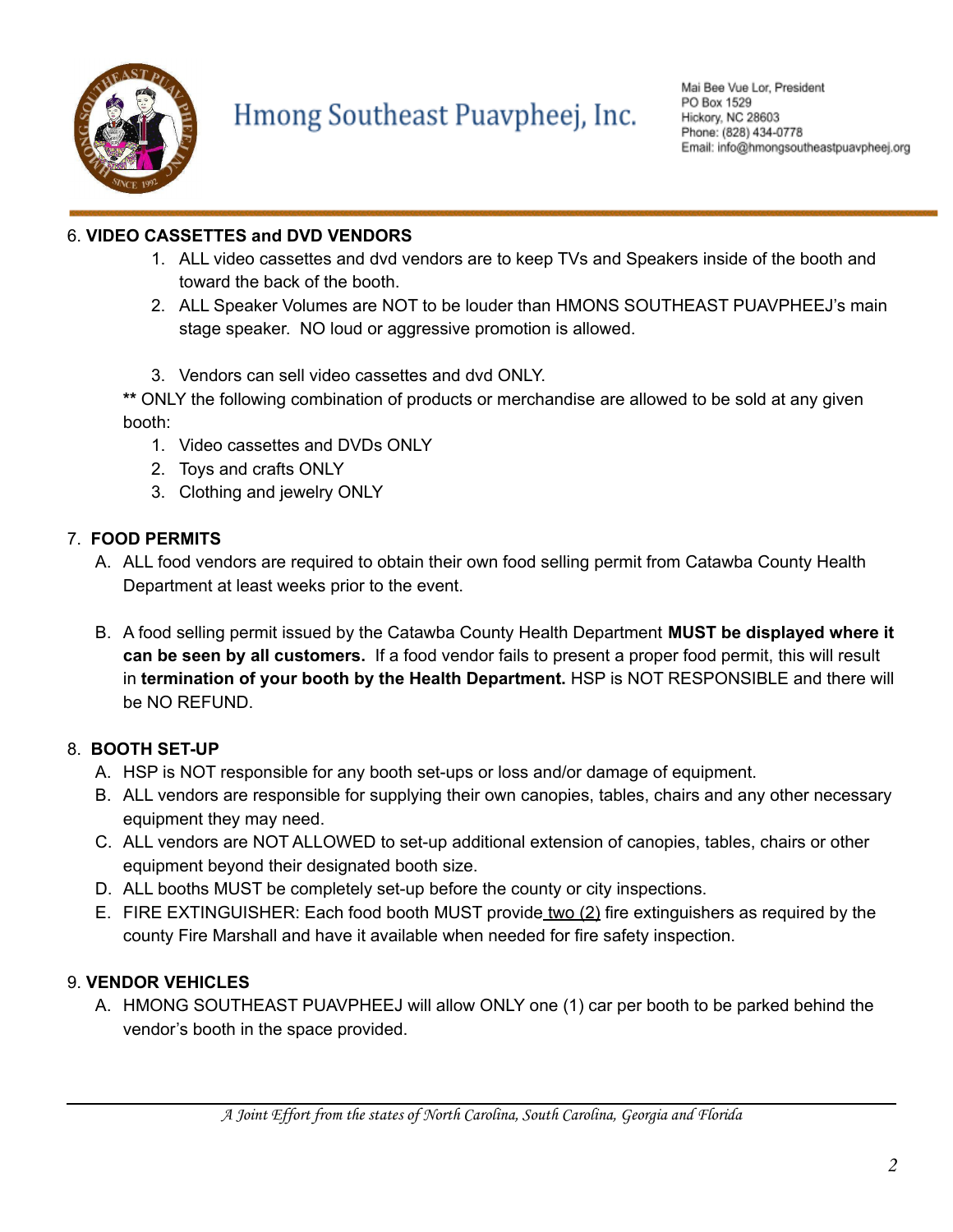6. **VIDEO CASSETTES and DVD VENDORS**
    1. ALL video cassettes and dvd vendors are to keep TVs and Speakers inside of the booth and toward the back of the booth.
    2. ALL Speaker Volumes are NOT to be louder than HMONS SOUTHEAST PUAVPHEEJ's main stage speaker. NO loud or aggressive promotion is allowed.

    3. Vendors can sell video cassettes and dvd ONLY.

   ** ONLY the following combination of products or merchandise are allowed to be sold at any given booth:
    1. Video cassettes and DVDs ONLY
    2. Toys and crafts ONLY
    3. Clothing and jewelry ONLY

7. **FOOD PERMITS**
    A. ALL food vendors are required to obtain their own food selling permit from Catawba County Health Department at least weeks prior to the event.

    B. A food selling permit issued by the Catawba County Health Department **MUST be displayed where it can be seen by all customers.** If a food vendor fails to present a proper food permit, this will result in **termination of your booth by the Health Department.** HSP is NOT RESPONSIBLE and there will be NO REFUND.

8. **BOOTH SET-UP**
    A. HSP is NOT responsible for any booth set-ups or loss and/or damage of equipment.
    B. ALL vendors are responsible for supplying their own canopies, tables, chairs and any other necessary equipment they may need.
    C. ALL vendors are NOT ALLOWED to set-up additional extension of canopies, tables, chairs or other equipment beyond their designated booth size.
    D. ALL booths MUST be completely set-up before the county or city inspections.
    E. FIRE EXTINGUISHER: Each food booth MUST provide two (2) fire extinguishers as required by the county Fire Marshall and have it available when needed for fire safety inspection.

9. **VENDOR VEHICLES**
    A. HMONG SOUTHEAST PUAVPHEEJ will allow ONLY one (1) car per booth to be parked behind the vendor's booth in the space provided.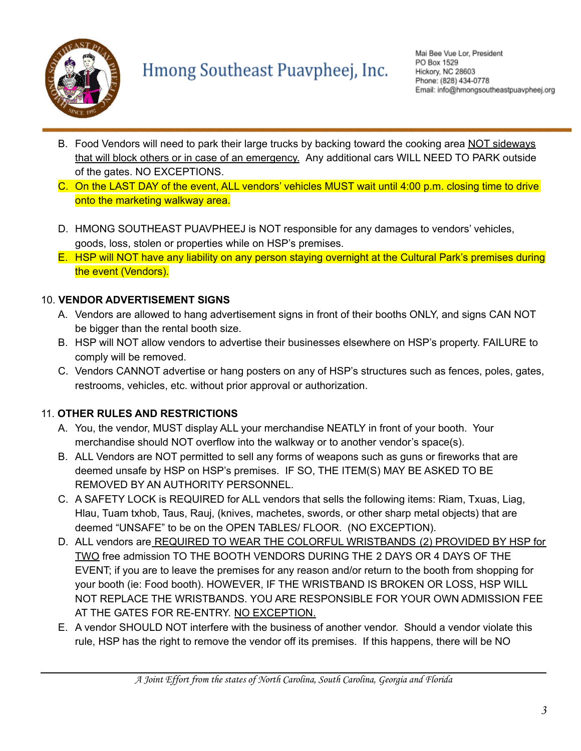B. Food Vendors will need to park their large trucks by backing toward the cooking area NOT sideways that will block others or in case of an emergency. Any additional cars WILL NEED TO PARK outside of the gates. NO EXCEPTIONS.

C. On the LAST DAY of the event, ALL vendors' vehicles MUST wait until 4:00 p.m. closing time to drive onto the marketing walkway area.

D. HMONG SOUTHEAST PUAVPHEEJ is NOT responsible for any damages to vendors' vehicles, goods, loss, stolen or properties while on HSP's premises.

E. HSP will NOT have any liability on any person staying overnight at the Cultural Park's premises during the event (Vendors).

10. **VENDOR ADVERTISEMENT SIGNS**

A. Vendors are allowed to hang advertisement signs in front of their booths ONLY, and signs CAN NOT be bigger than the rental booth size.

B. HSP will NOT allow vendors to advertise their businesses elsewhere on HSP's property. FAILURE to comply will be removed.

C. Vendors CANNOT advertise or hang posters on any of HSP's structures such as fences, poles, gates, restrooms, vehicles, etc. without prior approval or authorization.

11. **OTHER RULES AND RESTRICTIONS**

A. You, the vendor, MUST display ALL your merchandise NEATLY in front of your booth. Your merchandise should NOT overflow into the walkway or to another vendor's space(s).

B. ALL Vendors are NOT permitted to sell any forms of weapons such as guns or fireworks that are deemed unsafe by HSP on HSP's premises. IF SO, THE ITEM(S) MAY BE ASKED TO BE REMOVED BY AN AUTHORITY PERSONNEL.

C. A SAFETY LOCK is REQUIRED for ALL vendors that sells the following items: Riam, Txuas, Liag, Hlau, Tuam txhob, Taus, Rauj, (knives, machetes, swords, or other sharp metal objects) that are deemed "UNSAFE" to be on the OPEN TABLES/ FLOOR. (NO EXCEPTION).

D. ALL vendors are REQUIRED TO WEAR THE COLORFUL WRISTBANDS (2) PROVIDED BY HSP for TWO free admission TO THE BOOTH VENDORS DURING THE 2 DAYS OR 4 DAYS OF THE EVENT; if you are to leave the premises for any reason and/or return to the booth from shopping for your booth (ie: Food booth). HOWEVER, IF THE WRISTBAND IS BROKEN OR LOSS, HSP WILL NOT REPLACE THE WRISTBANDS. YOU ARE RESPONSIBLE FOR YOUR OWN ADMISSION FEE AT THE GATES FOR RE-ENTRY. NO EXCEPTION.

E. A vendor SHOULD NOT interfere with the business of another vendor. Should a vendor violate this rule, HSP has the right to remove the vendor off its premises. If this happens, there will be NO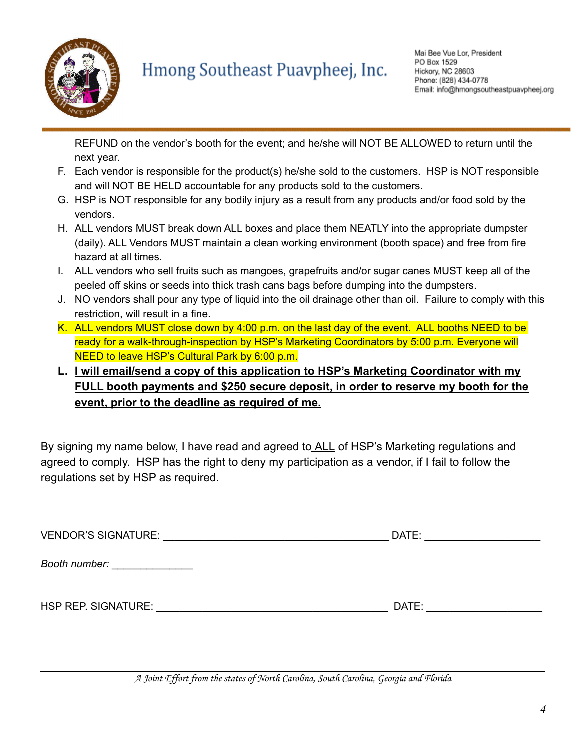REFUND on the vendor's booth for the event; and he/she will NOT BE ALLOWED to return until the next year.

F. Each vendor is responsible for the product(s) he/she sold to the customers. HSP is NOT responsible and will NOT BE HELD accountable for any products sold to the customers.

G. HSP is NOT responsible for any bodily injury as a result from any products and/or food sold by the vendors.

H. ALL vendors MUST break down ALL boxes and place them NEATLY into the appropriate dumpster (daily). ALL Vendors MUST maintain a clean working environment (booth space) and free from fire hazard at all times.

I. ALL vendors who sell fruits such as mangoes, grapefruits and/or sugar canes MUST keep all of the peeled off skins or seeds into thick trash cans bags before dumping into the dumpsters.

J. NO vendors shall pour any type of liquid into the oil drainage other than oil. Failure to comply with this restriction, will result in a fine.

K. ALL vendors MUST close down by 4:00 p.m. on the last day of the event. ALL booths NEED to be ready for a walk-through-inspection by HSP's Marketing Coordinators by 5:00 p.m. Everyone will NEED to leave HSP's Cultural Park by 6:00 p.m.

**L. I will email/send a copy of this application to HSP's Marketing Coordinator with my FULL booth payments and $250 secure deposit, in order to reserve my booth for the event, prior to the deadline as required of me.**

By signing my name below, I have read and agreed to ALL of HSP's Marketing regulations and agreed to comply. HSP has the right to deny my participation as a vendor, if I fail to follow the regulations set by HSP as required.

VENDOR'S SIGNATURE: ________________________________________ DATE: ____________________

*Booth number:* ______________

HSP REP. SIGNATURE: ________________________________________ DATE: ____________________

*A Joint Effort from the states of North Carolina, South Carolina, Georgia and Florida*